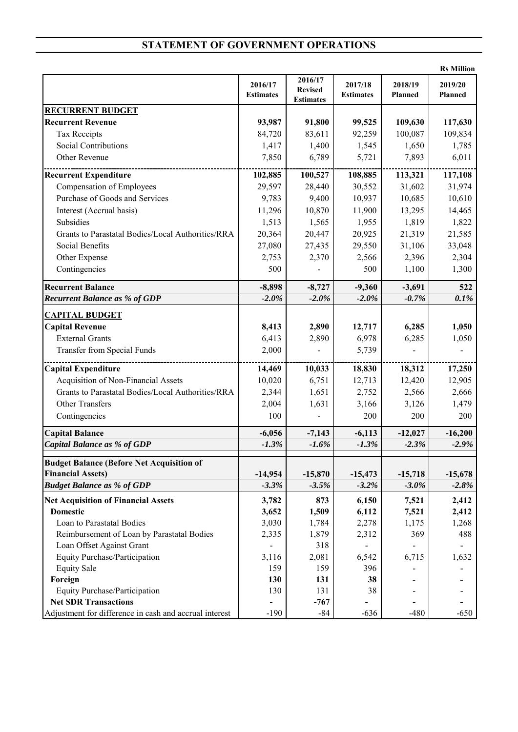# STATEMENT OF GOVERNMENT OPERATIONS

Rs Million

| | 2016/17 Estimates | 2016/17 Revised Estimates | 2017/18 Estimates | 2018/19 Planned | 2019/20 Planned |
|---|---|---|---|---|---|
| **RECURRENT BUDGET** | | | | | |
| **Recurrent Revenue** | **93,987** | **91,800** | **99,525** | **109,630** | **117,630** |
| Tax Receipts | 84,720 | 83,611 | 92,259 | 100,087 | 109,834 |
| Social Contributions | 1,417 | 1,400 | 1,545 | 1,650 | 1,785 |
| Other Revenue | 7,850 | 6,789 | 5,721 | 7,893 | 6,011 |
| **Recurrent Expenditure** | **102,885** | **100,527** | **108,885** | **113,321** | **117,108** |
| Compensation of Employees | 29,597 | 28,440 | 30,552 | 31,602 | 31,974 |
| Purchase of Goods and Services | 9,783 | 9,400 | 10,937 | 10,685 | 10,610 |
| Interest (Accrual basis) | 11,296 | 10,870 | 11,900 | 13,295 | 14,465 |
| Subsidies | 1,513 | 1,565 | 1,955 | 1,819 | 1,822 |
| Grants to Parastatal Bodies/Local Authorities/RRA | 20,364 | 20,447 | 20,925 | 21,319 | 21,585 |
| Social Benefits | 27,080 | 27,435 | 29,550 | 31,106 | 33,048 |
| Other Expense | 2,753 | 2,370 | 2,566 | 2,396 | 2,304 |
| Contingencies | 500 | - | 500 | 1,100 | 1,300 |
| **Recurrent Balance** | **-8,898** | **-8,727** | **-9,360** | **-3,691** | **522** |
| ***Recurrent Balance as % of GDP*** | ***-2.0%*** | ***-2.0%*** | ***-2.0%*** | ***-0.7%*** | ***0.1%*** |
| **CAPITAL BUDGET** | | | | | |
| **Capital Revenue** | **8,413** | **2,890** | **12,717** | **6,285** | **1,050** |
| External Grants | 6,413 | 2,890 | 6,978 | 6,285 | 1,050 |
| Transfer from Special Funds | 2,000 | - | 5,739 | - | - |
| **Capital Expenditure** | **14,469** | **10,033** | **18,830** | **18,312** | **17,250** |
| Acquisition of Non-Financial Assets | 10,020 | 6,751 | 12,713 | 12,420 | 12,905 |
| Grants to Parastatal Bodies/Local Authorities/RRA | 2,344 | 1,651 | 2,752 | 2,566 | 2,666 |
| Other Transfers | 2,004 | 1,631 | 3,166 | 3,126 | 1,479 |
| Contingencies | 100 | - | 200 | 200 | 200 |
| **Capital Balance** | **-6,056** | **-7,143** | **-6,113** | **-12,027** | **-16,200** |
| ***Capital Balance as % of GDP*** | ***-1.3%*** | ***-1.6%*** | ***-1.3%*** | ***-2.3%*** | ***-2.9%*** |
| **Budget Balance (Before Net Acquisition of Financial Assets)** | **-14,954** | **-15,870** | **-15,473** | **-15,718** | **-15,678** |
| ***Budget Balance as % of GDP*** | ***-3.3%*** | ***-3.5%*** | ***-3.2%*** | ***-3.0%*** | ***-2.8%*** |
| **Net Acquisition of Financial Assets** | **3,782** | **873** | **6,150** | **7,521** | **2,412** |
| **Domestic** | **3,652** | **1,509** | **6,112** | **7,521** | **2,412** |
| Loan to Parastatal Bodies | 3,030 | 1,784 | 2,278 | 1,175 | 1,268 |
| Reimbursement of Loan by Parastatal Bodies | 2,335 | 1,879 | 2,312 | 369 | 488 |
| Loan Offset Against Grant | - | 318 | - | - | - |
| Equity Purchase/Participation | 3,116 | 2,081 | 6,542 | 6,715 | 1,632 |
| Equity Sale | 159 | 159 | 396 | - | - |
| **Foreign** | **130** | **131** | **38** | **-** | **-** |
| Equity Purchase/Participation | 130 | 131 | 38 | - | - |
| **Net SDR Transactions** | **-** | **-767** | **-** | **-** | **-** |
| Adjustment for difference in cash and accrual interest | -190 | -84 | -636 | -480 | -650 |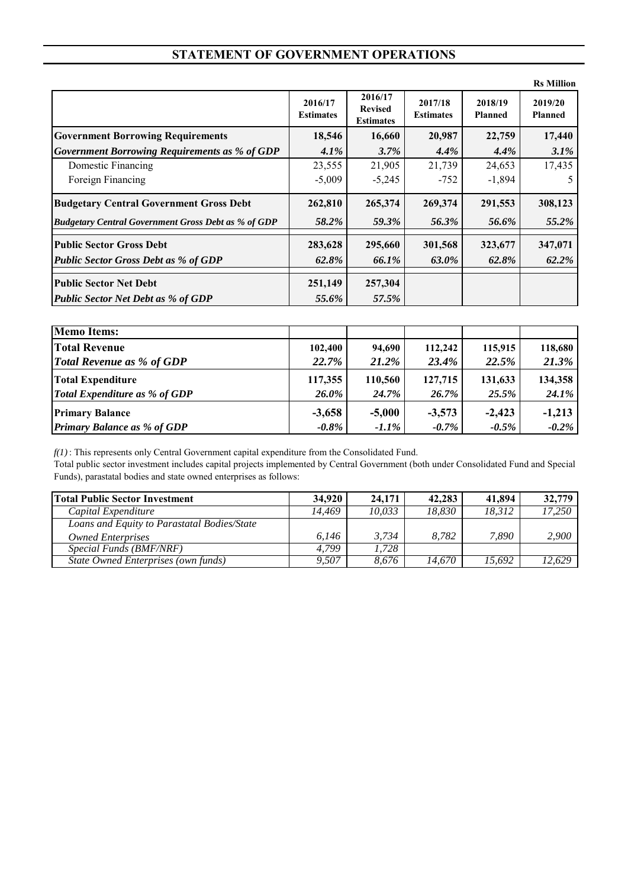## STATEMENT OF GOVERNMENT OPERATIONS

Rs Million

| | 2016/17 Estimates | 2016/17 Revised Estimates | 2017/18 Estimates | 2018/19 Planned | 2019/20 Planned |
|---|---|---|---|---|---|
| **Government Borrowing Requirements** | **18,546** | **16,660** | **20,987** | **22,759** | **17,440** |
| ***Government Borrowing Requirements as % of GDP*** | ***4.1%*** | ***3.7%*** | ***4.4%*** | ***4.4%*** | ***3.1%*** |
| Domestic Financing | 23,555 | 21,905 | 21,739 | 24,653 | 17,435 |
| Foreign Financing | -5,009 | -5,245 | -752 | -1,894 | 5 |
| **Budgetary Central Government Gross Debt** | **262,810** | **265,374** | **269,374** | **291,553** | **308,123** |
| ***Budgetary Central Government Gross Debt as % of GDP*** | ***58.2%*** | ***59.3%*** | ***56.3%*** | ***56.6%*** | ***55.2%*** |
| **Public Sector Gross Debt** | **283,628** | **295,660** | **301,568** | **323,677** | **347,071** |
| ***Public Sector Gross Debt as % of GDP*** | ***62.8%*** | ***66.1%*** | ***63.0%*** | ***62.8%*** | ***62.2%*** |
| **Public Sector Net Debt** | **251,149** | **257,304** | | | |
| ***Public Sector Net Debt as % of GDP*** | ***55.6%*** | ***57.5%*** | | | |

| **Memo Items:** | | | | | |
|---|---|---|---|---|---|
| **Total Revenue** | **102,400** | **94,690** | **112,242** | **115,915** | **118,680** |
| ***Total Revenue as % of GDP*** | ***22.7%*** | ***21.2%*** | ***23.4%*** | ***22.5%*** | ***21.3%*** |
| **Total Expenditure** | **117,355** | **110,560** | **127,715** | **131,633** | **134,358** |
| ***Total Expenditure as % of GDP*** | ***26.0%*** | ***24.7%*** | ***26.7%*** | ***25.5%*** | ***24.1%*** |
| **Primary Balance** | **-3,658** | **-5,000** | **-3,573** | **-2,423** | **-1,213** |
| ***Primary Balance as % of GDP*** | ***-0.8%*** | ***-1.1%*** | ***-0.7%*** | ***-0.5%*** | ***-0.2%*** |

*f(1)* : This represents only Central Government capital expenditure from the Consolidated Fund.
Total public sector investment includes capital projects implemented by Central Government (both under Consolidated Fund and Special Funds), parastatal bodies and state owned enterprises as follows:

| **Total Public Sector Investment** | **34,920** | **24,171** | **42,283** | **41,894** | **32,779** |
|---|---|---|---|---|---|
| *Capital Expenditure* | *14,469* | *10,033* | *18,830* | *18,312* | *17,250* |
| *Loans and Equity to Parastatal Bodies/State Owned Enterprises* | *6,146* | *3,734* | *8,782* | *7,890* | *2,900* |
| *Special Funds (BMF/NRF)* | *4,799* | *1,728* | | | |
| *State Owned Enterprises (own funds)* | *9,507* | *8,676* | *14,670* | *15,692* | *12,629* |